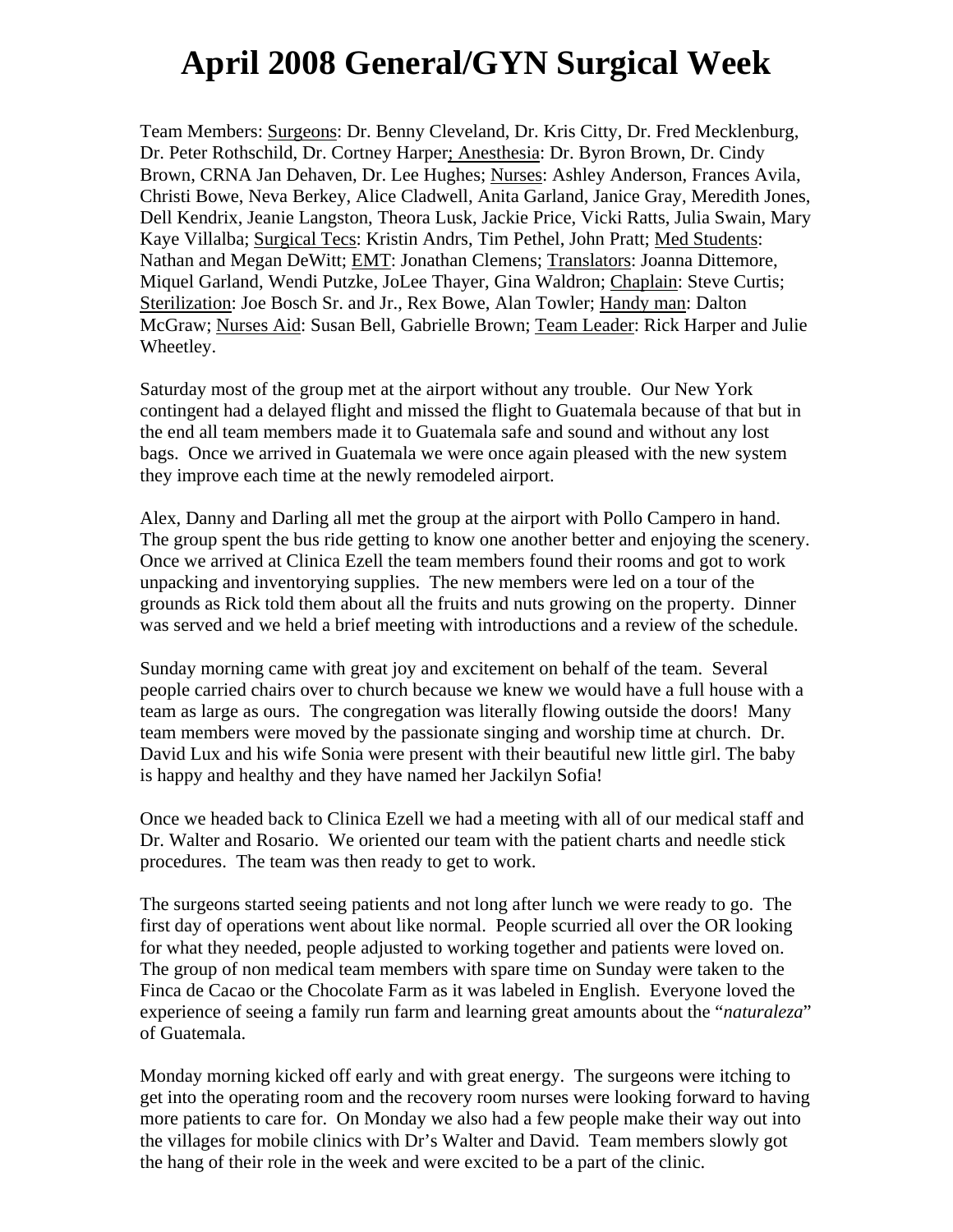# April 2008 General/GYN Surgical Week

Team Members: Surgeons: Dr. Benny Cleveland, Dr. Kris Citty, Dr. Fred Mecklenburg, Dr. Peter Rothschild, Dr. Cortney Harper; Anesthesia: Dr. Byron Brown, Dr. Cindy Brown, CRNA Jan Dehaven, Dr. Lee Hughes; Nurses: Ashley Anderson, Frances Avila, Christi Bowe, Neva Berkey, Alice Cladwell, Anita Garland, Janice Gray, Meredith Jones, Dell Kendrix, Jeanie Langston, Theora Lusk, Jackie Price, Vicki Ratts, Julia Swain, Mary Kaye Villalba; Surgical Tecs: Kristin Andrs, Tim Pethel, John Pratt; Med Students: Nathan and Megan DeWitt; EMT: Jonathan Clemens; Translators: Joanna Dittemore, Miquel Garland, Wendi Putzke, JoLee Thayer, Gina Waldron; Chaplain: Steve Curtis; Sterilization: Joe Bosch Sr. and Jr., Rex Bowe, Alan Towler; Handy man: Dalton McGraw; Nurses Aid: Susan Bell, Gabrielle Brown; Team Leader: Rick Harper and Julie Wheetley.

Saturday most of the group met at the airport without any trouble. Our New York contingent had a delayed flight and missed the flight to Guatemala because of that but in the end all team members made it to Guatemala safe and sound and without any lost bags. Once we arrived in Guatemala we were once again pleased with the new system they improve each time at the newly remodeled airport.

Alex, Danny and Darling all met the group at the airport with Pollo Campero in hand. The group spent the bus ride getting to know one another better and enjoying the scenery. Once we arrived at Clinica Ezell the team members found their rooms and got to work unpacking and inventorying supplies. The new members were led on a tour of the grounds as Rick told them about all the fruits and nuts growing on the property. Dinner was served and we held a brief meeting with introductions and a review of the schedule.

Sunday morning came with great joy and excitement on behalf of the team. Several people carried chairs over to church because we knew we would have a full house with a team as large as ours. The congregation was literally flowing outside the doors! Many team members were moved by the passionate singing and worship time at church. Dr. David Lux and his wife Sonia were present with their beautiful new little girl. The baby is happy and healthy and they have named her Jackilyn Sofia!

Once we headed back to Clinica Ezell we had a meeting with all of our medical staff and Dr. Walter and Rosario. We oriented our team with the patient charts and needle stick procedures. The team was then ready to get to work.

The surgeons started seeing patients and not long after lunch we were ready to go. The first day of operations went about like normal. People scurried all over the OR looking for what they needed, people adjusted to working together and patients were loved on. The group of non medical team members with spare time on Sunday were taken to the Finca de Cacao or the Chocolate Farm as it was labeled in English. Everyone loved the experience of seeing a family run farm and learning great amounts about the "*naturaleza*" of Guatemala.

Monday morning kicked off early and with great energy. The surgeons were itching to get into the operating room and the recovery room nurses were looking forward to having more patients to care for. On Monday we also had a few people make their way out into the villages for mobile clinics with Dr's Walter and David. Team members slowly got the hang of their role in the week and were excited to be a part of the clinic.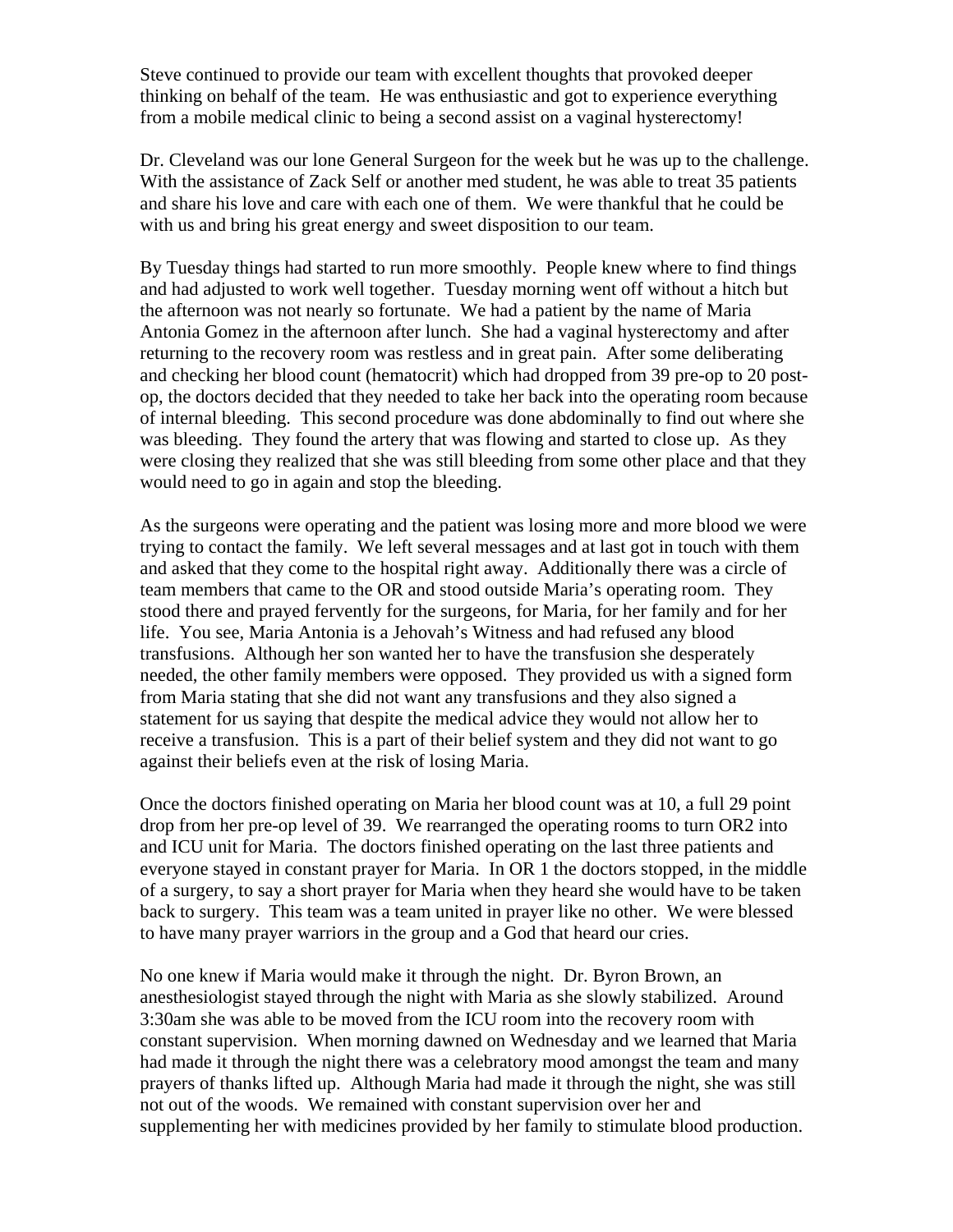Steve continued to provide our team with excellent thoughts that provoked deeper thinking on behalf of the team. He was enthusiastic and got to experience everything from a mobile medical clinic to being a second assist on a vaginal hysterectomy!

Dr. Cleveland was our lone General Surgeon for the week but he was up to the challenge. With the assistance of Zack Self or another med student, he was able to treat 35 patients and share his love and care with each one of them. We were thankful that he could be with us and bring his great energy and sweet disposition to our team.

By Tuesday things had started to run more smoothly. People knew where to find things and had adjusted to work well together. Tuesday morning went off without a hitch but the afternoon was not nearly so fortunate. We had a patient by the name of Maria Antonia Gomez in the afternoon after lunch. She had a vaginal hysterectomy and after returning to the recovery room was restless and in great pain. After some deliberating and checking her blood count (hematocrit) which had dropped from 39 pre-op to 20 post-op, the doctors decided that they needed to take her back into the operating room because of internal bleeding. This second procedure was done abdominally to find out where she was bleeding. They found the artery that was flowing and started to close up. As they were closing they realized that she was still bleeding from some other place and that they would need to go in again and stop the bleeding.

As the surgeons were operating and the patient was losing more and more blood we were trying to contact the family. We left several messages and at last got in touch with them and asked that they come to the hospital right away. Additionally there was a circle of team members that came to the OR and stood outside Maria's operating room. They stood there and prayed fervently for the surgeons, for Maria, for her family and for her life. You see, Maria Antonia is a Jehovah's Witness and had refused any blood transfusions. Although her son wanted her to have the transfusion she desperately needed, the other family members were opposed. They provided us with a signed form from Maria stating that she did not want any transfusions and they also signed a statement for us saying that despite the medical advice they would not allow her to receive a transfusion. This is a part of their belief system and they did not want to go against their beliefs even at the risk of losing Maria.

Once the doctors finished operating on Maria her blood count was at 10, a full 29 point drop from her pre-op level of 39. We rearranged the operating rooms to turn OR2 into and ICU unit for Maria. The doctors finished operating on the last three patients and everyone stayed in constant prayer for Maria. In OR 1 the doctors stopped, in the middle of a surgery, to say a short prayer for Maria when they heard she would have to be taken back to surgery. This team was a team united in prayer like no other. We were blessed to have many prayer warriors in the group and a God that heard our cries.

No one knew if Maria would make it through the night. Dr. Byron Brown, an anesthesiologist stayed through the night with Maria as she slowly stabilized. Around 3:30am she was able to be moved from the ICU room into the recovery room with constant supervision. When morning dawned on Wednesday and we learned that Maria had made it through the night there was a celebratory mood amongst the team and many prayers of thanks lifted up. Although Maria had made it through the night, she was still not out of the woods. We remained with constant supervision over her and supplementing her with medicines provided by her family to stimulate blood production.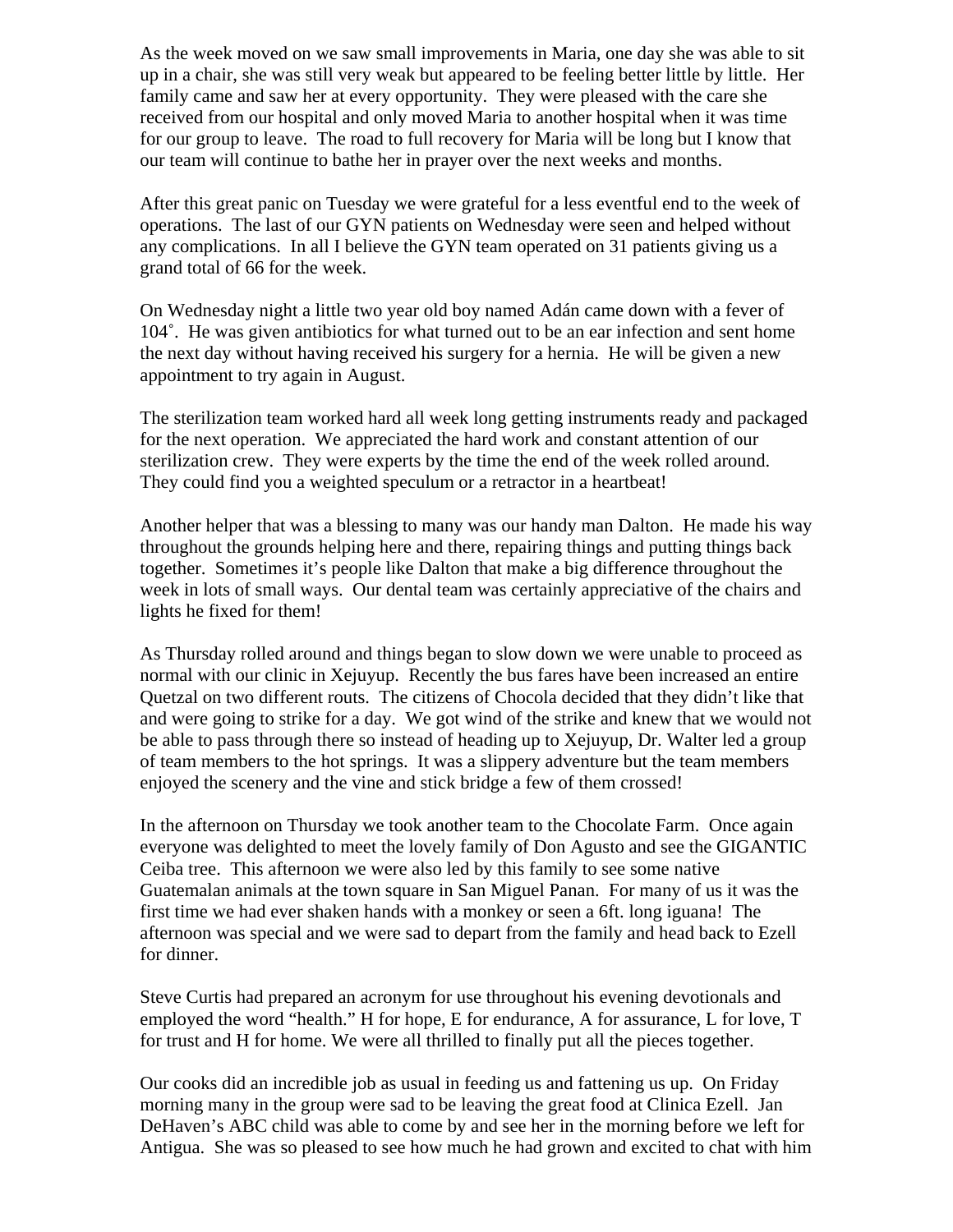As the week moved on we saw small improvements in Maria, one day she was able to sit up in a chair, she was still very weak but appeared to be feeling better little by little. Her family came and saw her at every opportunity. They were pleased with the care she received from our hospital and only moved Maria to another hospital when it was time for our group to leave. The road to full recovery for Maria will be long but I know that our team will continue to bathe her in prayer over the next weeks and months.

After this great panic on Tuesday we were grateful for a less eventful end to the week of operations. The last of our GYN patients on Wednesday were seen and helped without any complications. In all I believe the GYN team operated on 31 patients giving us a grand total of 66 for the week.

On Wednesday night a little two year old boy named Adán came down with a fever of 104˚. He was given antibiotics for what turned out to be an ear infection and sent home the next day without having received his surgery for a hernia. He will be given a new appointment to try again in August.

The sterilization team worked hard all week long getting instruments ready and packaged for the next operation. We appreciated the hard work and constant attention of our sterilization crew. They were experts by the time the end of the week rolled around. They could find you a weighted speculum or a retractor in a heartbeat!

Another helper that was a blessing to many was our handy man Dalton. He made his way throughout the grounds helping here and there, repairing things and putting things back together. Sometimes it's people like Dalton that make a big difference throughout the week in lots of small ways. Our dental team was certainly appreciative of the chairs and lights he fixed for them!

As Thursday rolled around and things began to slow down we were unable to proceed as normal with our clinic in Xejuyup. Recently the bus fares have been increased an entire Quetzal on two different routs. The citizens of Chocola decided that they didn't like that and were going to strike for a day. We got wind of the strike and knew that we would not be able to pass through there so instead of heading up to Xejuyup, Dr. Walter led a group of team members to the hot springs. It was a slippery adventure but the team members enjoyed the scenery and the vine and stick bridge a few of them crossed!

In the afternoon on Thursday we took another team to the Chocolate Farm. Once again everyone was delighted to meet the lovely family of Don Agusto and see the GIGANTIC Ceiba tree. This afternoon we were also led by this family to see some native Guatemalan animals at the town square in San Miguel Panan. For many of us it was the first time we had ever shaken hands with a monkey or seen a 6ft. long iguana! The afternoon was special and we were sad to depart from the family and head back to Ezell for dinner.

Steve Curtis had prepared an acronym for use throughout his evening devotionals and employed the word "health." H for hope, E for endurance, A for assurance, L for love, T for trust and H for home. We were all thrilled to finally put all the pieces together.

Our cooks did an incredible job as usual in feeding us and fattening us up. On Friday morning many in the group were sad to be leaving the great food at Clinica Ezell. Jan DeHaven's ABC child was able to come by and see her in the morning before we left for Antigua. She was so pleased to see how much he had grown and excited to chat with him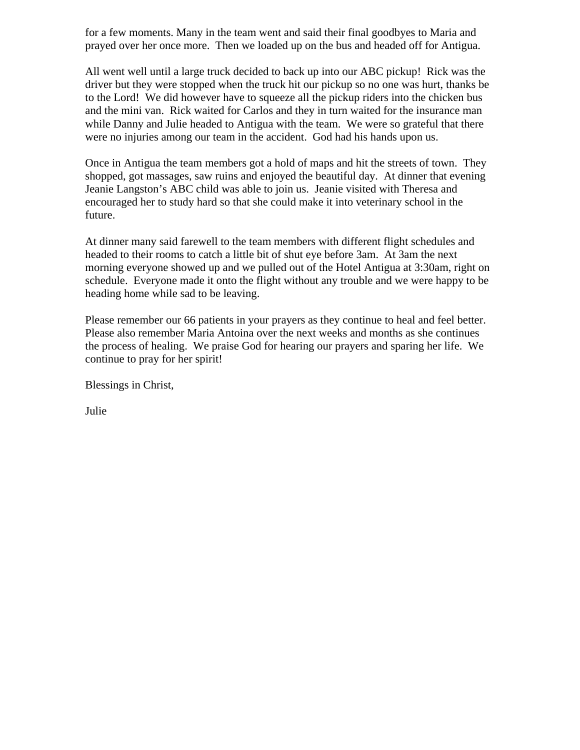for a few moments. Many in the team went and said their final goodbyes to Maria and prayed over her once more. Then we loaded up on the bus and headed off for Antigua.

All went well until a large truck decided to back up into our ABC pickup! Rick was the driver but they were stopped when the truck hit our pickup so no one was hurt, thanks be to the Lord! We did however have to squeeze all the pickup riders into the chicken bus and the mini van. Rick waited for Carlos and they in turn waited for the insurance man while Danny and Julie headed to Antigua with the team. We were so grateful that there were no injuries among our team in the accident. God had his hands upon us.

Once in Antigua the team members got a hold of maps and hit the streets of town. They shopped, got massages, saw ruins and enjoyed the beautiful day. At dinner that evening Jeanie Langston's ABC child was able to join us. Jeanie visited with Theresa and encouraged her to study hard so that she could make it into veterinary school in the future.

At dinner many said farewell to the team members with different flight schedules and headed to their rooms to catch a little bit of shut eye before 3am. At 3am the next morning everyone showed up and we pulled out of the Hotel Antigua at 3:30am, right on schedule. Everyone made it onto the flight without any trouble and we were happy to be heading home while sad to be leaving.

Please remember our 66 patients in your prayers as they continue to heal and feel better. Please also remember Maria Antoina over the next weeks and months as she continues the process of healing. We praise God for hearing our prayers and sparing her life. We continue to pray for her spirit!

Blessings in Christ,

Julie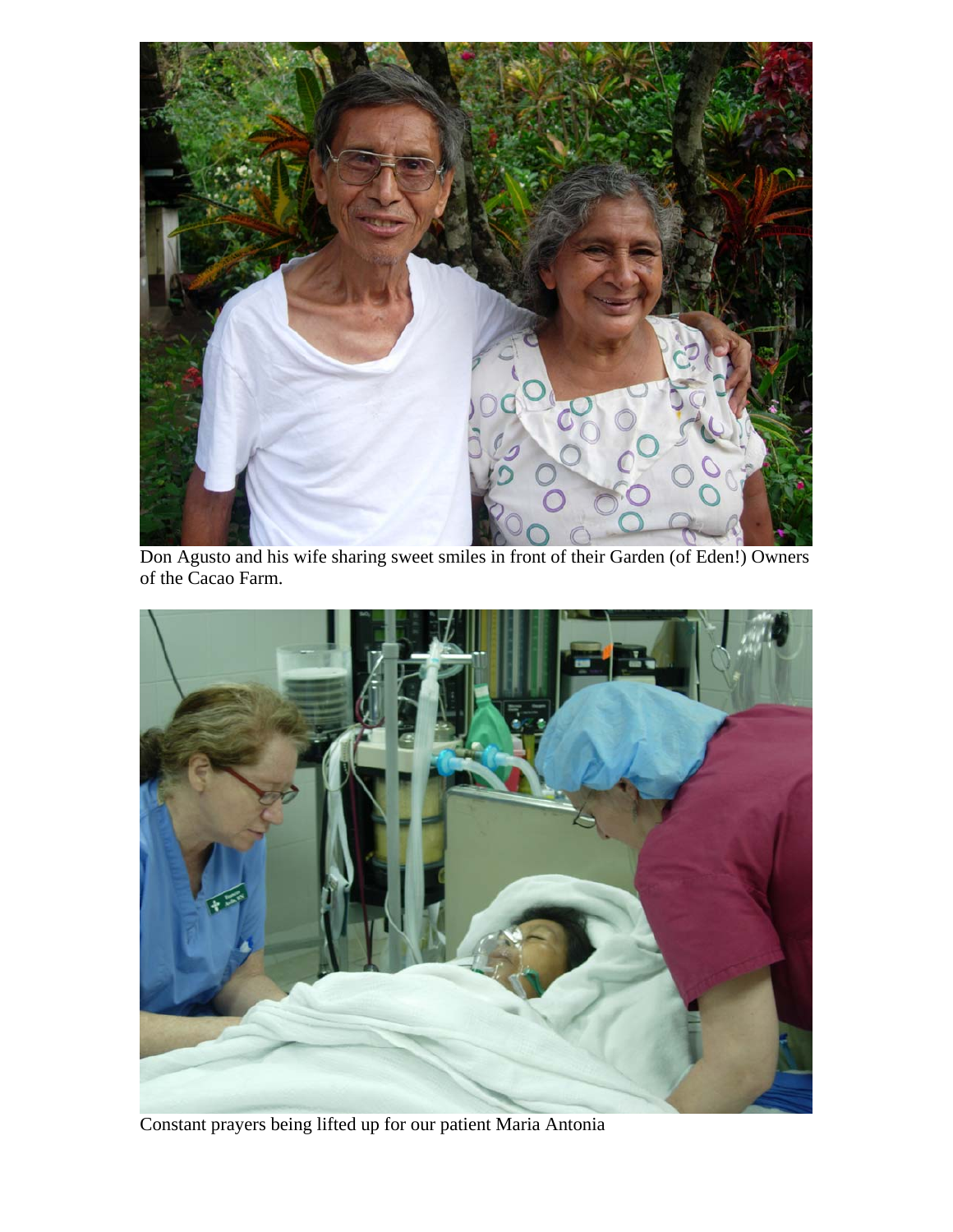Don Agusto and his wife sharing sweet smiles in front of their Garden (of Eden!) Owners of the Cacao Farm.

Constant prayers being lifted up for our patient Maria Antonia